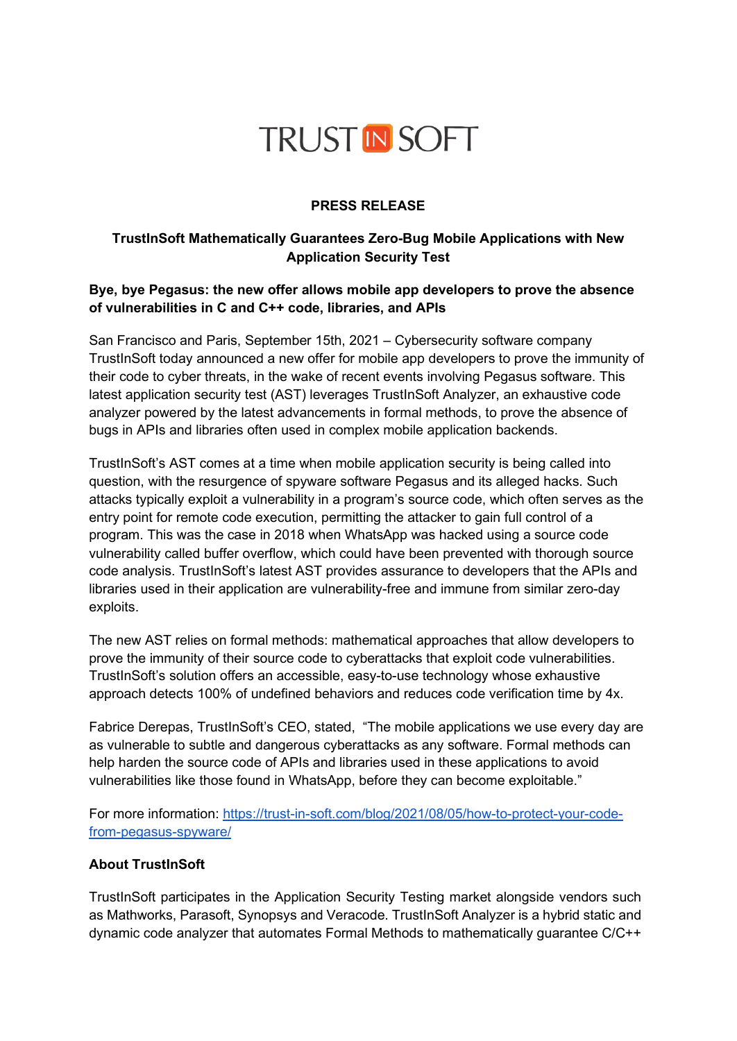TRUST IN SOFT

**PRESS RELEASE**

# TrustInSoft Mathematically Guarantees Zero-Bug Mobile Applications with New Application Security Test

**Bye, bye Pegasus: the new offer allows mobile app developers to prove the absence of vulnerabilities in C and C++ code, libraries, and APIs**

San Francisco and Paris, September 15th, 2021 – Cybersecurity software company TrustInSoft today announced a new offer for mobile app developers to prove the immunity of their code to cyber threats, in the wake of recent events involving Pegasus software. This latest application security test (AST) leverages TrustInSoft Analyzer, an exhaustive code analyzer powered by the latest advancements in formal methods, to prove the absence of bugs in APIs and libraries often used in complex mobile application backends.

TrustInSoft's AST comes at a time when mobile application security is being called into question, with the resurgence of spyware software Pegasus and its alleged hacks. Such attacks typically exploit a vulnerability in a program's source code, which often serves as the entry point for remote code execution, permitting the attacker to gain full control of a program. This was the case in 2018 when WhatsApp was hacked using a source code vulnerability called buffer overflow, which could have been prevented with thorough source code analysis. TrustInSoft's latest AST provides assurance to developers that the APIs and libraries used in their application are vulnerability-free and immune from similar zero-day exploits.

The new AST relies on formal methods: mathematical approaches that allow developers to prove the immunity of their source code to cyberattacks that exploit code vulnerabilities. TrustInSoft's solution offers an accessible, easy-to-use technology whose exhaustive approach detects 100% of undefined behaviors and reduces code verification time by 4x.

Fabrice Derepas, TrustInSoft's CEO, stated, "The mobile applications we use every day are as vulnerable to subtle and dangerous cyberattacks as any software. Formal methods can help harden the source code of APIs and libraries used in these applications to avoid vulnerabilities like those found in WhatsApp, before they can become exploitable."

For more information: [https://trust-in-soft.com/blog/2021/08/05/how-to-protect-your-code-from-pegasus-spyware/](https://trust-in-soft.com/blog/2021/08/05/how-to-protect-your-code-from-pegasus-spyware/)

## About TrustInSoft

TrustInSoft participates in the Application Security Testing market alongside vendors such as Mathworks, Parasoft, Synopsys and Veracode. TrustInSoft Analyzer is a hybrid static and dynamic code analyzer that automates Formal Methods to mathematically guarantee C/C++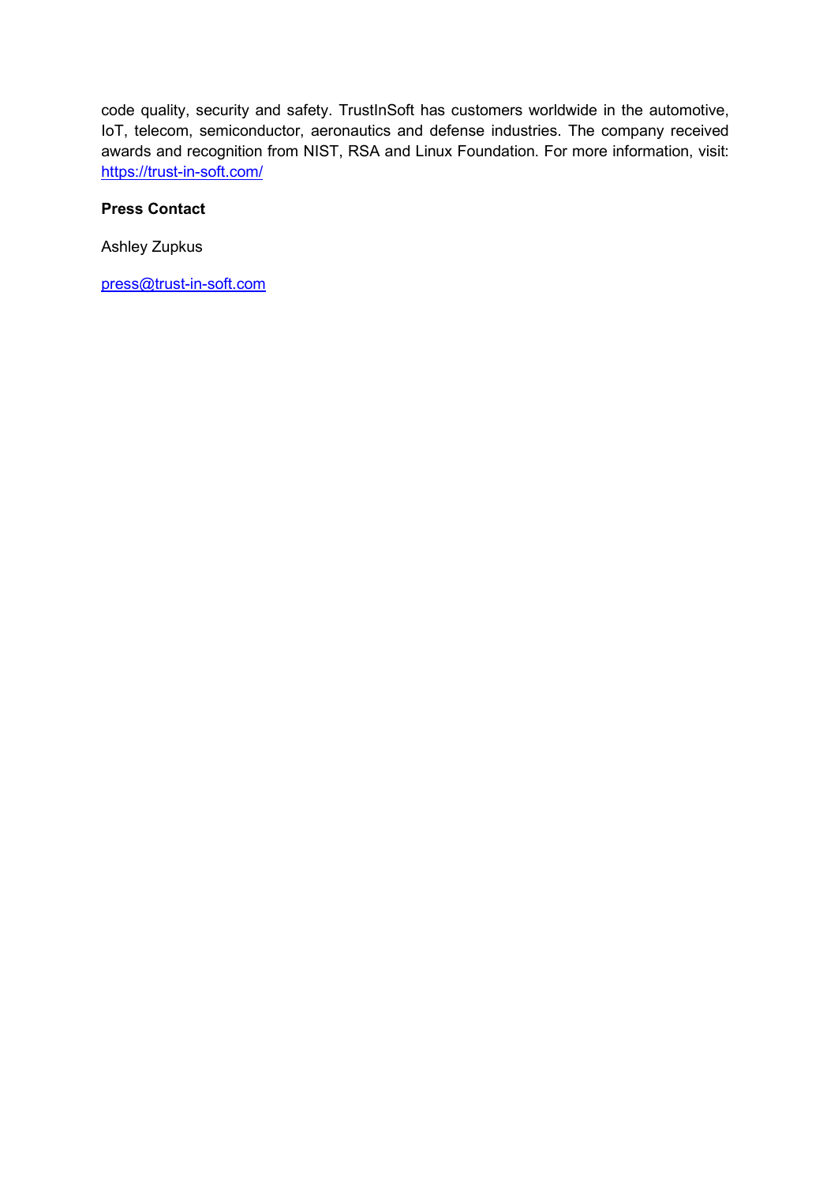code quality, security and safety. TrustInSoft has customers worldwide in the automotive, IoT, telecom, semiconductor, aeronautics and defense industries. The company received awards and recognition from NIST, RSA and Linux Foundation. For more information, visit: [https://trust-in-soft.com/](https://trust-in-soft.com/)

**Press Contact**

Ashley Zupkus

[press@trust-in-soft.com](mailto:press@trust-in-soft.com)